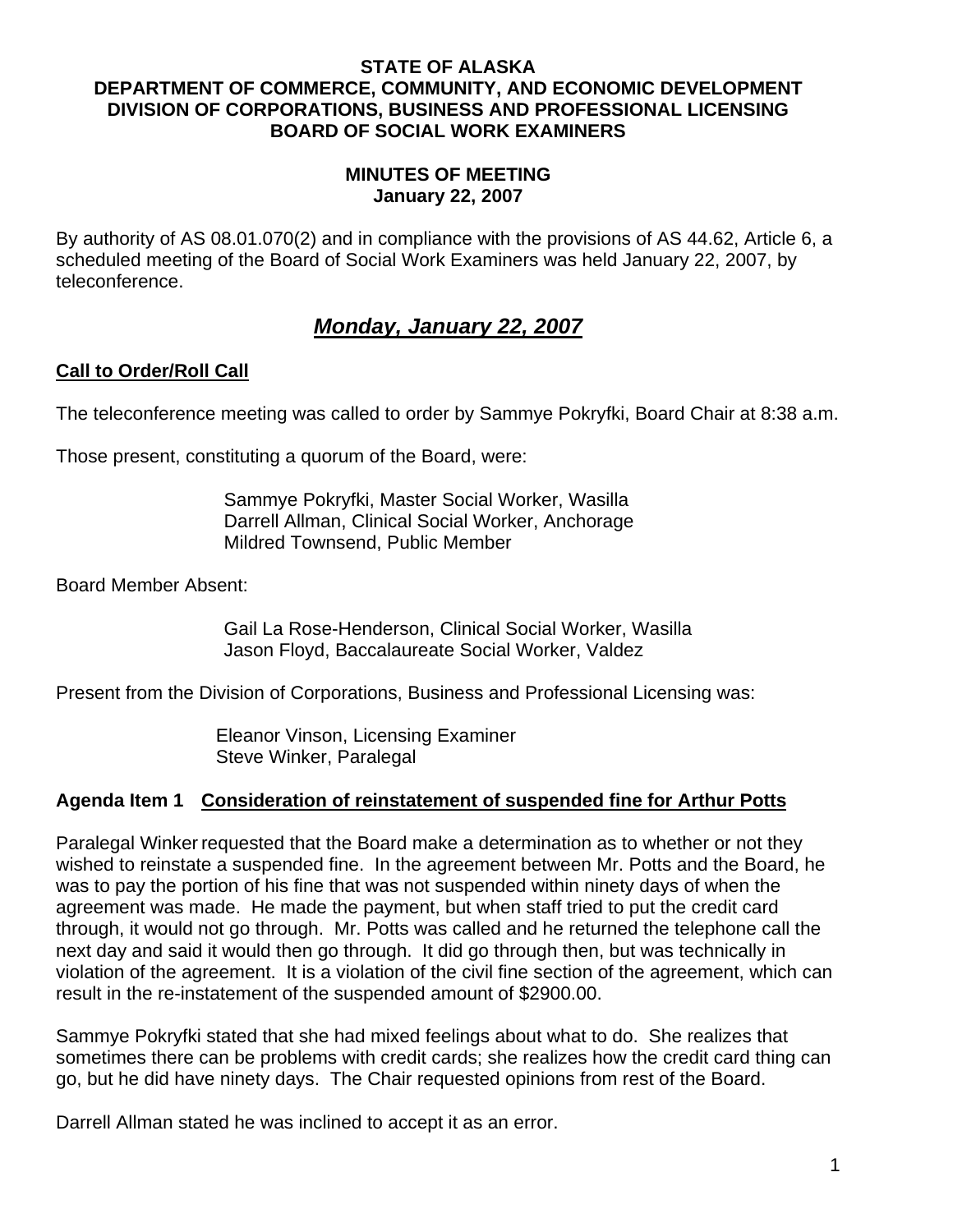**STATE OF ALASKA**
**DEPARTMENT OF COMMERCE, COMMUNITY, AND ECONOMIC DEVELOPMENT**
**DIVISION OF CORPORATIONS, BUSINESS AND PROFESSIONAL LICENSING**
**BOARD OF SOCIAL WORK EXAMINERS**

**MINUTES OF MEETING**
**January 22, 2007**

By authority of AS 08.01.070(2) and in compliance with the provisions of AS 44.62, Article 6, a scheduled meeting of the Board of Social Work Examiners was held January 22, 2007, by teleconference.

## ***Monday, January 22, 2007***

### Call to Order/Roll Call

The teleconference meeting was called to order by Sammye Pokryfki, Board Chair at 8:38 a.m.

Those present, constituting a quorum of the Board, were:

Sammye Pokryfki, Master Social Worker, Wasilla
Darrell Allman, Clinical Social Worker, Anchorage
Mildred Townsend, Public Member

Board Member Absent:

Gail La Rose-Henderson, Clinical Social Worker, Wasilla
Jason Floyd, Baccalaureate Social Worker, Valdez

Present from the Division of Corporations, Business and Professional Licensing was:

Eleanor Vinson, Licensing Examiner
Steve Winker, Paralegal

### Agenda Item 1 Consideration of reinstatement of suspended fine for Arthur Potts

Paralegal Winker requested that the Board make a determination as to whether or not they wished to reinstate a suspended fine. In the agreement between Mr. Potts and the Board, he was to pay the portion of his fine that was not suspended within ninety days of when the agreement was made. He made the payment, but when staff tried to put the credit card through, it would not go through. Mr. Potts was called and he returned the telephone call the next day and said it would then go through. It did go through then, but was technically in violation of the agreement. It is a violation of the civil fine section of the agreement, which can result in the re-instatement of the suspended amount of $2900.00.

Sammye Pokryfki stated that she had mixed feelings about what to do. She realizes that sometimes there can be problems with credit cards; she realizes how the credit card thing can go, but he did have ninety days. The Chair requested opinions from rest of the Board.

Darrell Allman stated he was inclined to accept it as an error.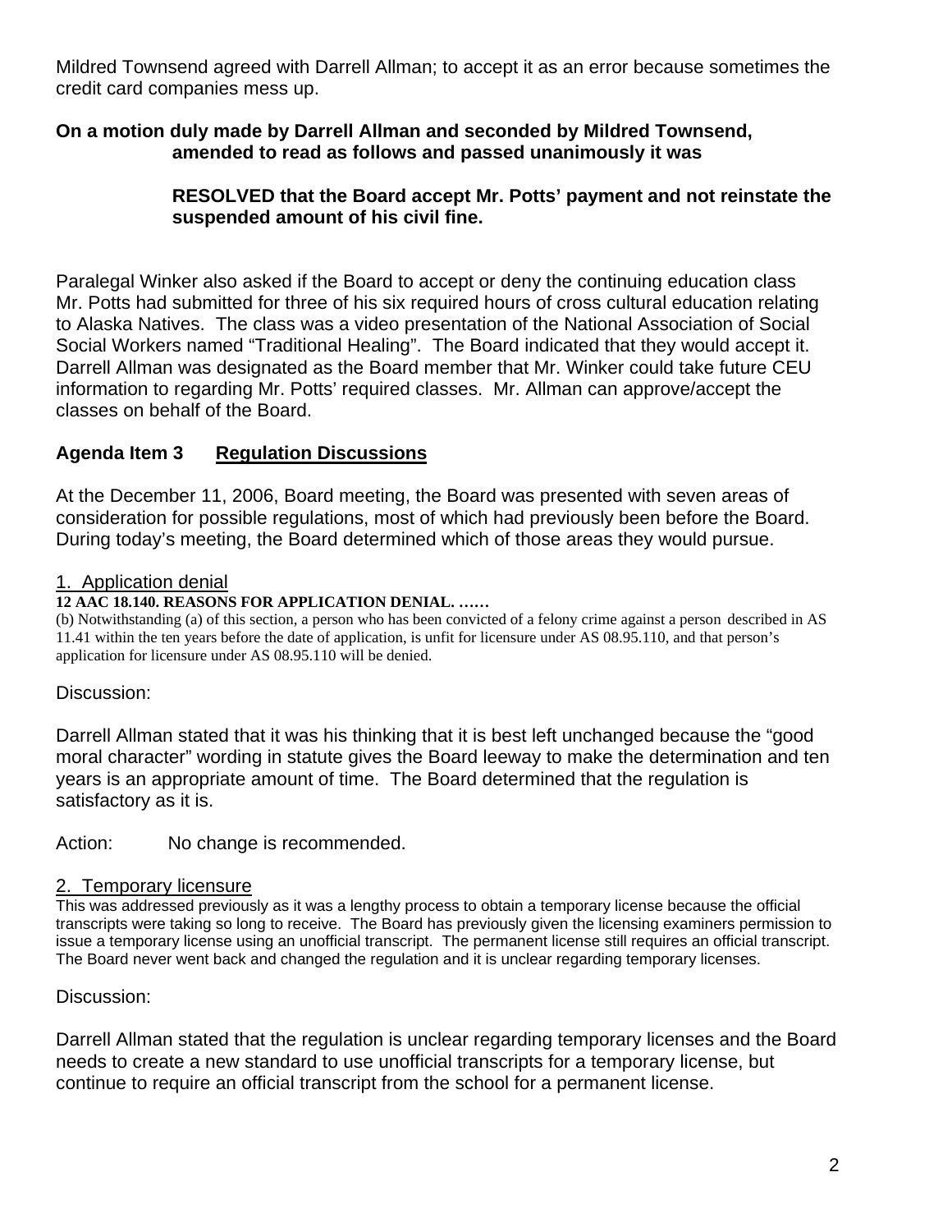Mildred Townsend agreed with Darrell Allman; to accept it as an error because sometimes the credit card companies mess up.

**On a motion duly made by Darrell Allman and seconded by Mildred Townsend, amended to read as follows and passed unanimously it was**

**RESOLVED that the Board accept Mr. Potts' payment and not reinstate the suspended amount of his civil fine.**

Paralegal Winker also asked if the Board to accept or deny the continuing education class Mr. Potts had submitted for three of his six required hours of cross cultural education relating to Alaska Natives. The class was a video presentation of the National Association of Social Social Workers named "Traditional Healing". The Board indicated that they would accept it. Darrell Allman was designated as the Board member that Mr. Winker could take future CEU information to regarding Mr. Potts' required classes. Mr. Allman can approve/accept the classes on behalf of the Board.

## Agenda Item 3 Regulation Discussions

At the December 11, 2006, Board meeting, the Board was presented with seven areas of consideration for possible regulations, most of which had previously been before the Board. During today's meeting, the Board determined which of those areas they would pursue.

1. Application denial

**12 AAC 18.140. REASONS FOR APPLICATION DENIAL. ……**

(b) Notwithstanding (a) of this section, a person who has been convicted of a felony crime against a person described in AS 11.41 within the ten years before the date of application, is unfit for licensure under AS 08.95.110, and that person's application for licensure under AS 08.95.110 will be denied.

Discussion:

Darrell Allman stated that it was his thinking that it is best left unchanged because the "good moral character" wording in statute gives the Board leeway to make the determination and ten years is an appropriate amount of time. The Board determined that the regulation is satisfactory as it is.

Action: No change is recommended.

2. Temporary licensure

This was addressed previously as it was a lengthy process to obtain a temporary license because the official transcripts were taking so long to receive. The Board has previously given the licensing examiners permission to issue a temporary license using an unofficial transcript. The permanent license still requires an official transcript. The Board never went back and changed the regulation and it is unclear regarding temporary licenses.

Discussion:

Darrell Allman stated that the regulation is unclear regarding temporary licenses and the Board needs to create a new standard to use unofficial transcripts for a temporary license, but continue to require an official transcript from the school for a permanent license.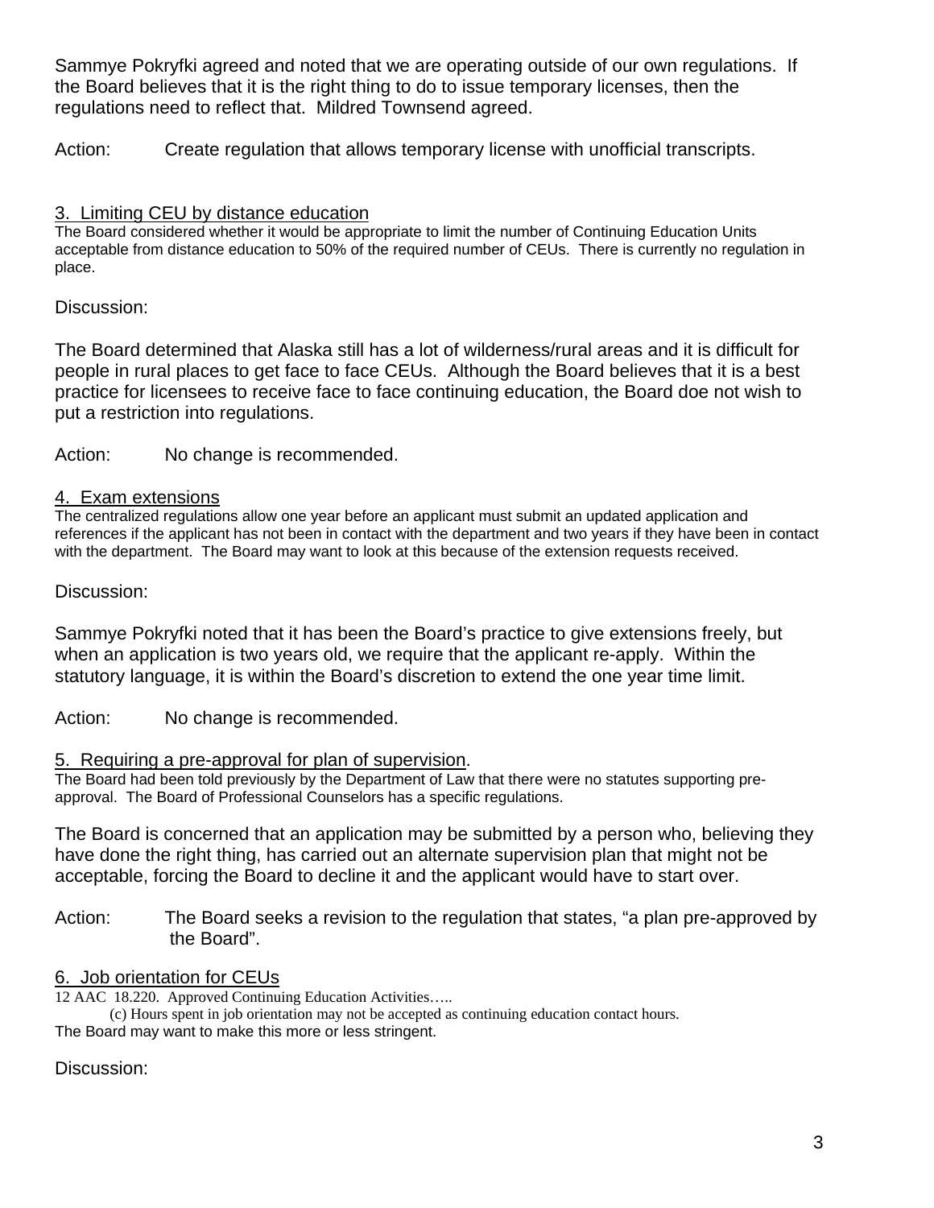Sammye Pokryfki agreed and noted that we are operating outside of our own regulations. If the Board believes that it is the right thing to do to issue temporary licenses, then the regulations need to reflect that. Mildred Townsend agreed.

Action: Create regulation that allows temporary license with unofficial transcripts.

3. Limiting CEU by distance education

The Board considered whether it would be appropriate to limit the number of Continuing Education Units acceptable from distance education to 50% of the required number of CEUs. There is currently no regulation in place.

Discussion:

The Board determined that Alaska still has a lot of wilderness/rural areas and it is difficult for people in rural places to get face to face CEUs. Although the Board believes that it is a best practice for licensees to receive face to face continuing education, the Board doe not wish to put a restriction into regulations.

Action: No change is recommended.

4. Exam extensions

The centralized regulations allow one year before an applicant must submit an updated application and references if the applicant has not been in contact with the department and two years if they have been in contact with the department. The Board may want to look at this because of the extension requests received.

Discussion:

Sammye Pokryfki noted that it has been the Board's practice to give extensions freely, but when an application is two years old, we require that the applicant re-apply. Within the statutory language, it is within the Board's discretion to extend the one year time limit.

Action: No change is recommended.

5. Requiring a pre-approval for plan of supervision.

The Board had been told previously by the Department of Law that there were no statutes supporting pre-approval. The Board of Professional Counselors has a specific regulations.

The Board is concerned that an application may be submitted by a person who, believing they have done the right thing, has carried out an alternate supervision plan that might not be acceptable, forcing the Board to decline it and the applicant would have to start over.

Action: The Board seeks a revision to the regulation that states, "a plan pre-approved by the Board".

6. Job orientation for CEUs

12 AAC 18.220. Approved Continuing Education Activities…..

(c) Hours spent in job orientation may not be accepted as continuing education contact hours.

The Board may want to make this more or less stringent.

Discussion: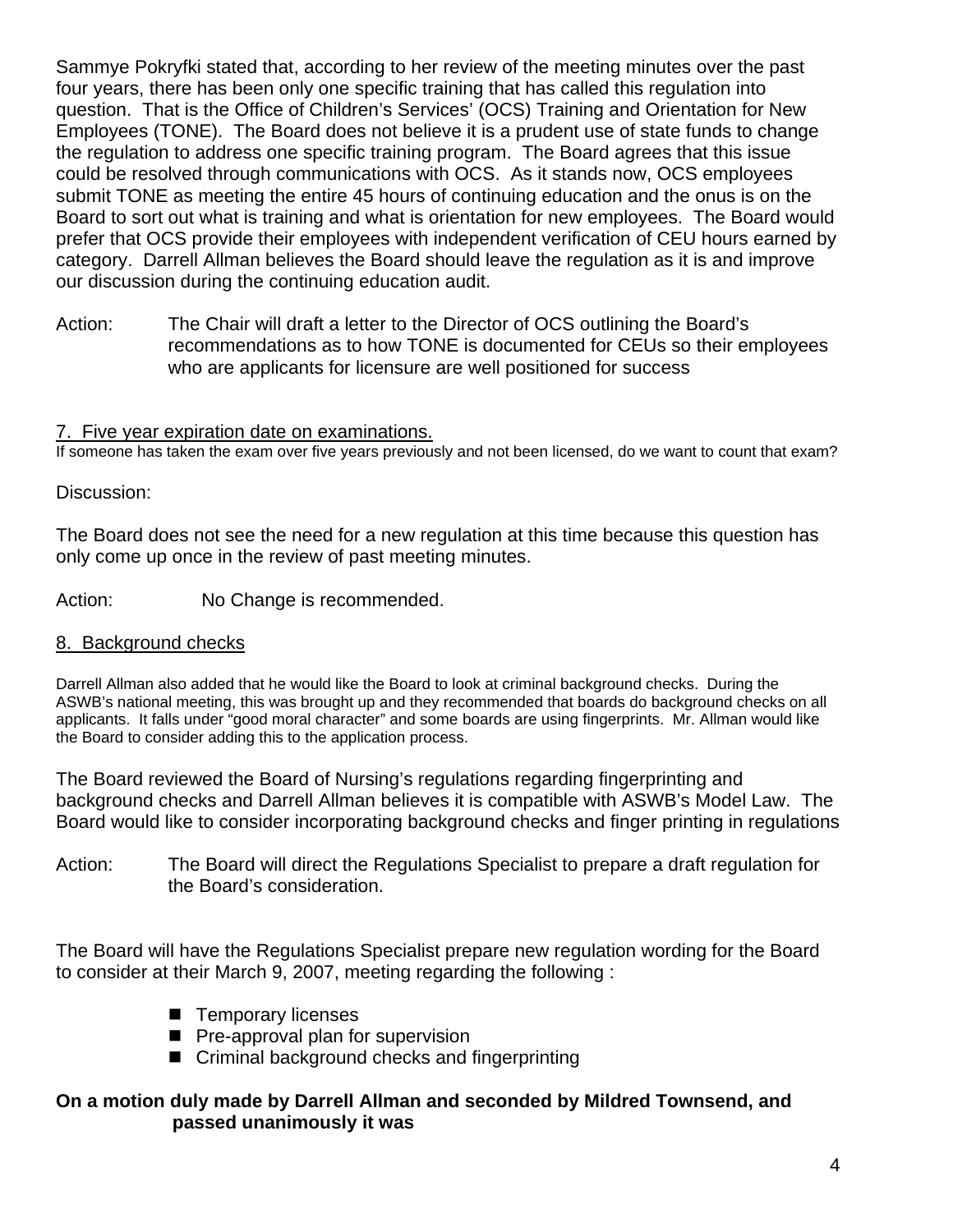Sammye Pokryfki stated that, according to her review of the meeting minutes over the past four years, there has been only one specific training that has called this regulation into question. That is the Office of Children's Services' (OCS) Training and Orientation for New Employees (TONE). The Board does not believe it is a prudent use of state funds to change the regulation to address one specific training program. The Board agrees that this issue could be resolved through communications with OCS. As it stands now, OCS employees submit TONE as meeting the entire 45 hours of continuing education and the onus is on the Board to sort out what is training and what is orientation for new employees. The Board would prefer that OCS provide their employees with independent verification of CEU hours earned by category. Darrell Allman believes the Board should leave the regulation as it is and improve our discussion during the continuing education audit.

Action: The Chair will draft a letter to the Director of OCS outlining the Board's recommendations as to how TONE is documented for CEUs so their employees who are applicants for licensure are well positioned for success

<u>7. Five year expiration date on examinations.</u>

If someone has taken the exam over five years previously and not been licensed, do we want to count that exam?

Discussion:

The Board does not see the need for a new regulation at this time because this question has only come up once in the review of past meeting minutes.

Action: No Change is recommended.

<u>8. Background checks</u>

Darrell Allman also added that he would like the Board to look at criminal background checks. During the ASWB's national meeting, this was brought up and they recommended that boards do background checks on all applicants. It falls under "good moral character" and some boards are using fingerprints. Mr. Allman would like the Board to consider adding this to the application process.

The Board reviewed the Board of Nursing's regulations regarding fingerprinting and background checks and Darrell Allman believes it is compatible with ASWB's Model Law. The Board would like to consider incorporating background checks and finger printing in regulations

Action: The Board will direct the Regulations Specialist to prepare a draft regulation for the Board's consideration.

The Board will have the Regulations Specialist prepare new regulation wording for the Board to consider at their March 9, 2007, meeting regarding the following :

- Temporary licenses
- Pre-approval plan for supervision
- Criminal background checks and fingerprinting

**On a motion duly made by Darrell Allman and seconded by Mildred Townsend, and passed unanimously it was**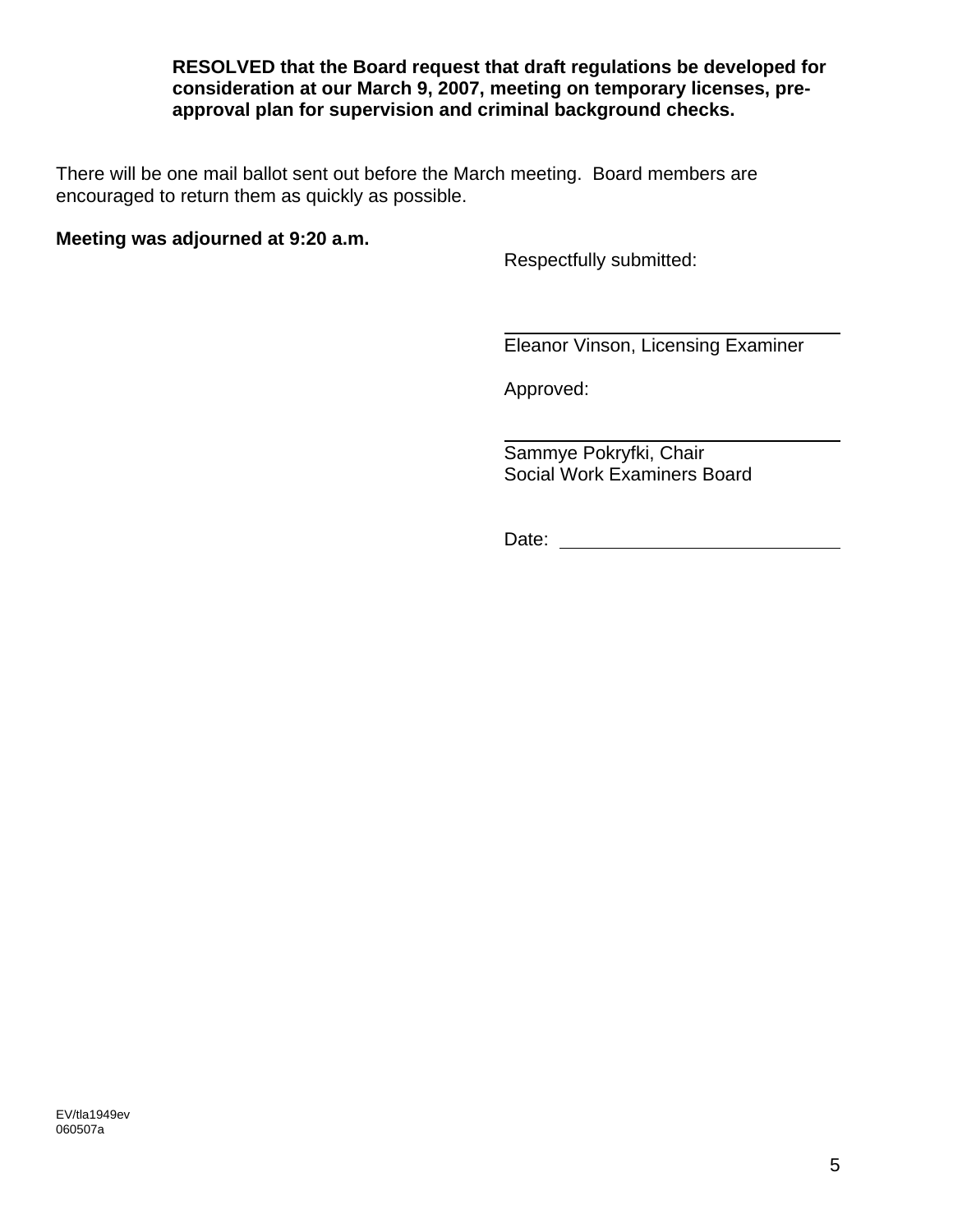**RESOLVED that the Board request that draft regulations be developed for consideration at our March 9, 2007, meeting on temporary licenses, pre-approval plan for supervision and criminal background checks.**

There will be one mail ballot sent out before the March meeting. Board members are encouraged to return them as quickly as possible.

**Meeting was adjourned at 9:20 a.m.**

Respectfully submitted:

\_\_\_\_\_\_\_\_\_\_\_\_\_\_\_\_\_\_\_\_\_\_\_\_\_\_\_\_\_\_
Eleanor Vinson, Licensing Examiner

Approved:

\_\_\_\_\_\_\_\_\_\_\_\_\_\_\_\_\_\_\_\_\_\_\_\_\_\_\_\_\_\_
Sammye Pokryfki, Chair
Social Work Examiners Board

Date: \_\_\_\_\_\_\_\_\_\_\_\_\_\_\_\_\_\_\_\_\_\_\_\_

EV/tla1949ev
060507a